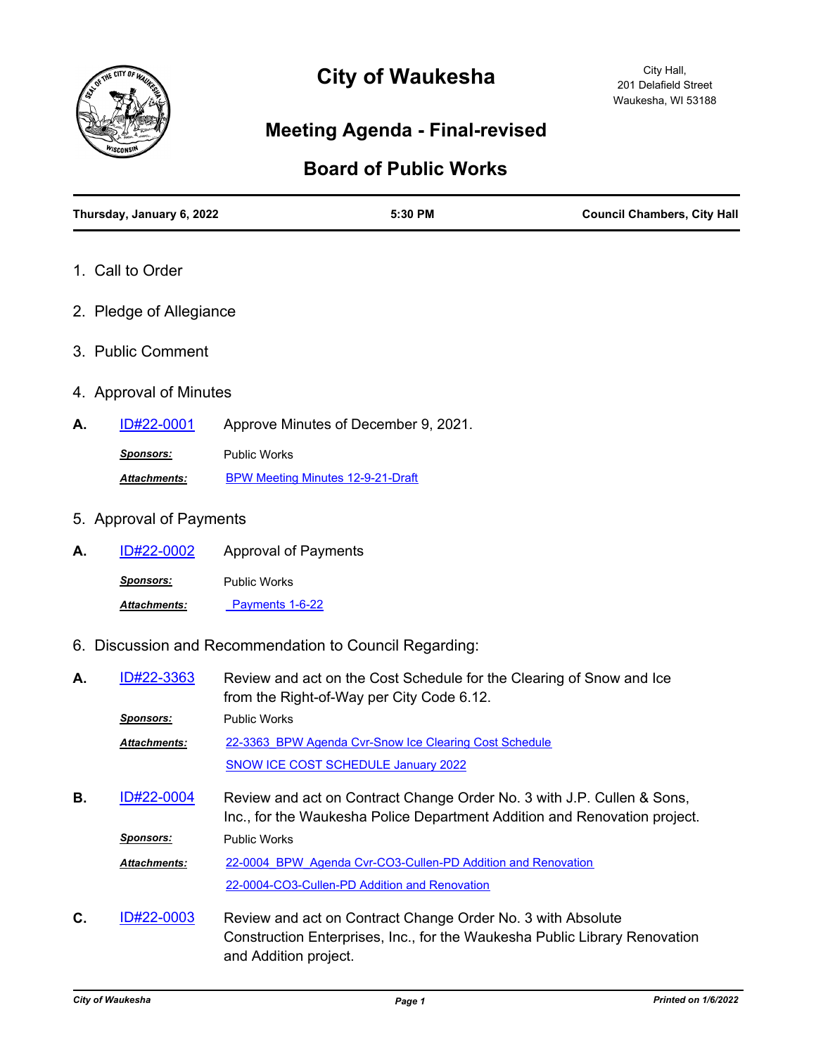# City of Waukesha

City Hall,
201 Delafield Street
Waukesha, WI 53188

## Meeting Agenda - Final-revised

## Board of Public Works

**Thursday, January 6, 2022** | **5:30 PM** | **Council Chambers, City Hall**

1. Call to Order

2. Pledge of Allegiance

3. Public Comment

4. Approval of Minutes

**A.** ID#22-0001 Approve Minutes of December 9, 2021.

*Sponsors:* Public Works

*Attachments:* BPW Meeting Minutes 12-9-21-Draft

5. Approval of Payments

**A.** ID#22-0002 Approval of Payments

*Sponsors:* Public Works

*Attachments:* Payments 1-6-22

6. Discussion and Recommendation to Council Regarding:

**A.** ID#22-3363 Review and act on the Cost Schedule for the Clearing of Snow and Ice from the Right-of-Way per City Code 6.12.

*Sponsors:* Public Works

*Attachments:* 22-3363_BPW Agenda Cvr-Snow Ice Clearing Cost Schedule
SNOW ICE COST SCHEDULE January 2022

**B.** ID#22-0004 Review and act on Contract Change Order No. 3 with J.P. Cullen & Sons, Inc., for the Waukesha Police Department Addition and Renovation project.

*Sponsors:* Public Works

*Attachments:* 22-0004_BPW_Agenda Cvr-CO3-Cullen-PD Addition and Renovation
22-0004-CO3-Cullen-PD Addition and Renovation

**C.** ID#22-0003 Review and act on Contract Change Order No. 3 with Absolute Construction Enterprises, Inc., for the Waukesha Public Library Renovation and Addition project.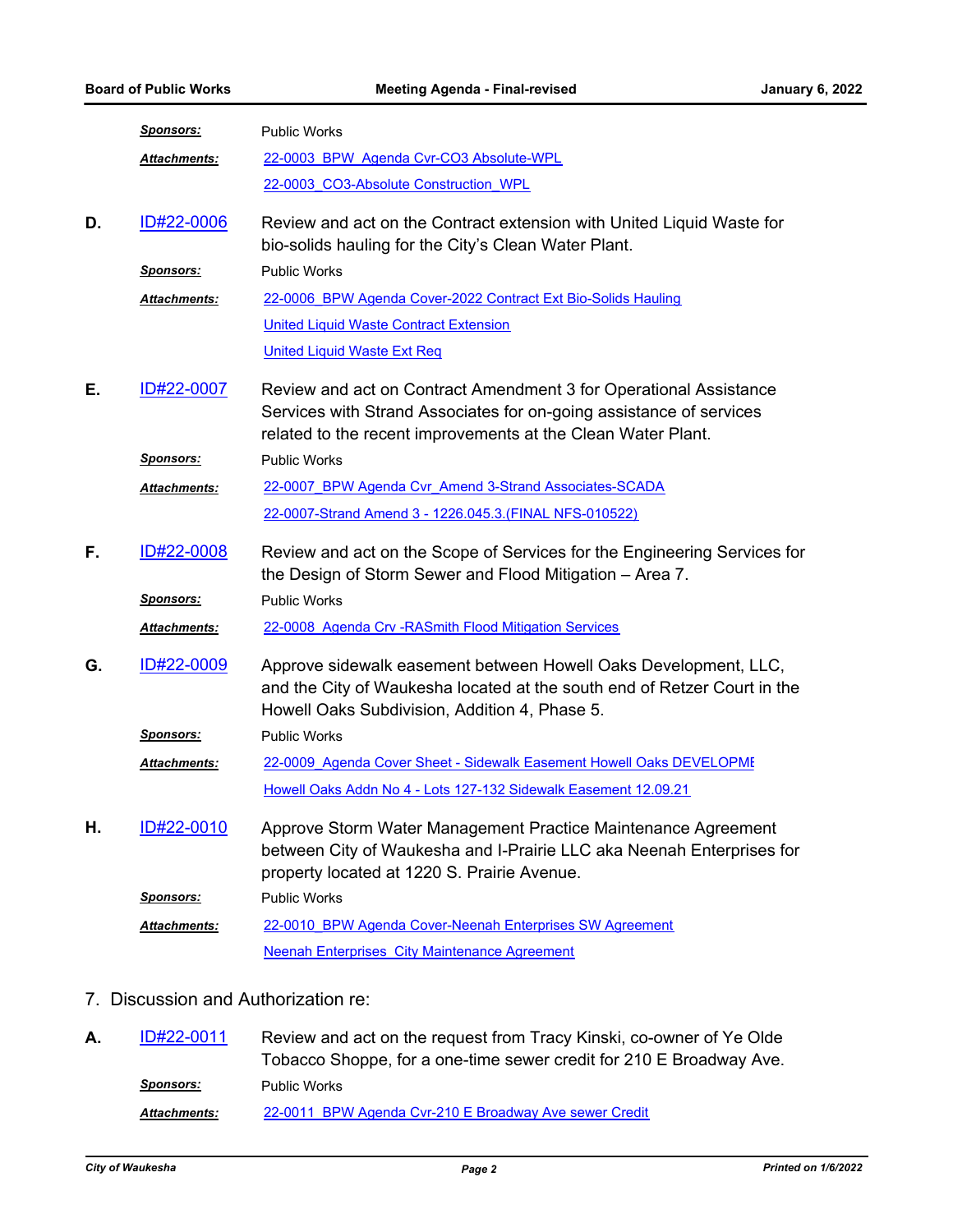***Sponsors:*** Public Works

***Attachments:*** 22-0003_BPW_Agenda Cvr-CO3 Absolute-WPL

22-0003_CO3-Absolute Construction_WPL

**D.** ID#22-0006 Review and act on the Contract extension with United Liquid Waste for bio-solids hauling for the City's Clean Water Plant.

***Sponsors:*** Public Works

***Attachments:*** 22-0006_BPW Agenda Cover-2022 Contract Ext Bio-Solids Hauling

United Liquid Waste Contract Extension

United Liquid Waste Ext Req

**E.** ID#22-0007 Review and act on Contract Amendment 3 for Operational Assistance Services with Strand Associates for on-going assistance of services related to the recent improvements at the Clean Water Plant.

***Sponsors:*** Public Works

***Attachments:*** 22-0007_BPW Agenda Cvr_Amend 3-Strand Associates-SCADA

22-0007-Strand Amend 3 - 1226.045.3.(FINAL NFS-010522)

**F.** ID#22-0008 Review and act on the Scope of Services for the Engineering Services for the Design of Storm Sewer and Flood Mitigation – Area 7.

***Sponsors:*** Public Works

***Attachments:*** 22-0008_Agenda Crv -RASmith Flood Mitigation Services

**G.** ID#22-0009 Approve sidewalk easement between Howell Oaks Development, LLC, and the City of Waukesha located at the south end of Retzer Court in the Howell Oaks Subdivision, Addition 4, Phase 5.

***Sponsors:*** Public Works

***Attachments:*** 22-0009_Agenda Cover Sheet - Sidewalk Easement Howell Oaks DEVELOPME

Howell Oaks Addn No 4 - Lots 127-132 Sidewalk Easement 12.09.21

**H.** ID#22-0010 Approve Storm Water Management Practice Maintenance Agreement between City of Waukesha and I-Prairie LLC aka Neenah Enterprises for property located at 1220 S. Prairie Avenue.

***Sponsors:*** Public Works

***Attachments:*** 22-0010_BPW Agenda Cover-Neenah Enterprises SW Agreement

Neenah Enterprises_City Maintenance Agreement

## 7. Discussion and Authorization re:

**A.** ID#22-0011 Review and act on the request from Tracy Kinski, co-owner of Ye Olde Tobacco Shoppe, for a one-time sewer credit for 210 E Broadway Ave.

***Sponsors:*** Public Works

***Attachments:*** 22-0011_BPW Agenda Cvr-210 E Broadway Ave sewer Credit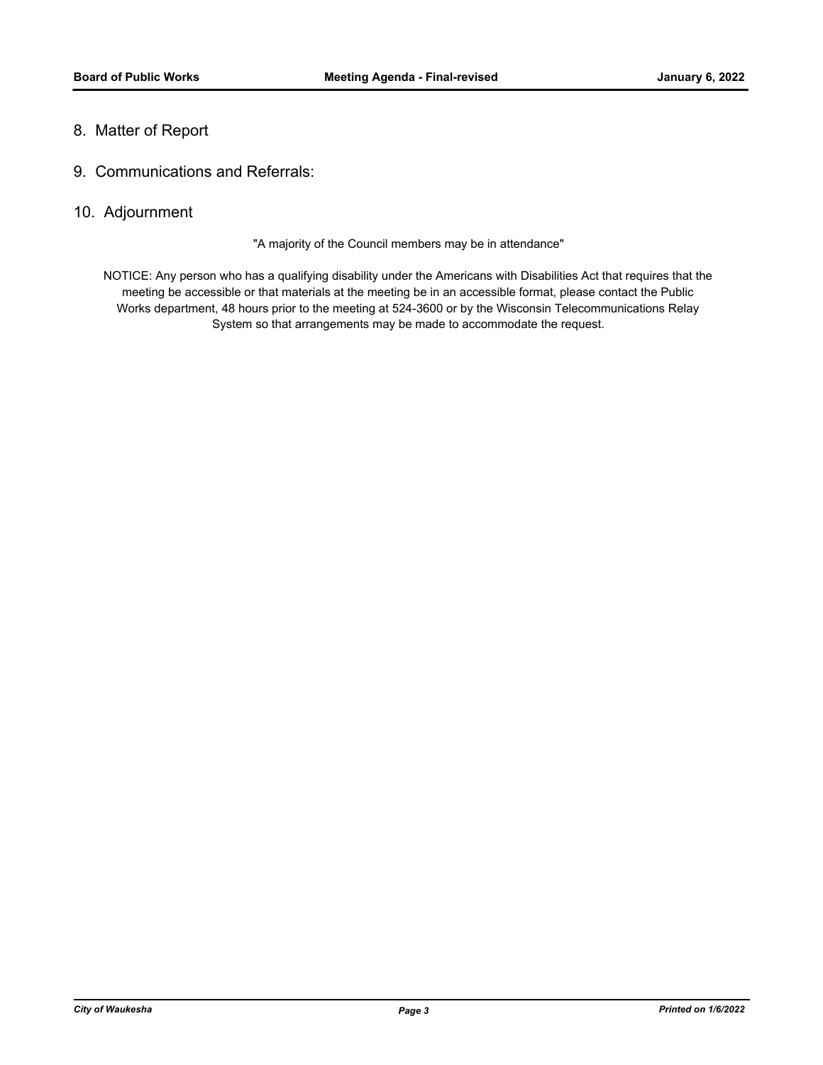8. Matter of Report

9. Communications and Referrals:

10. Adjournment

"A majority of the Council members may be in attendance"

NOTICE: Any person who has a qualifying disability under the Americans with Disabilities Act that requires that the meeting be accessible or that materials at the meeting be in an accessible format, please contact the Public Works department, 48 hours prior to the meeting at 524-3600 or by the Wisconsin Telecommunications Relay System so that arrangements may be made to accommodate the request.